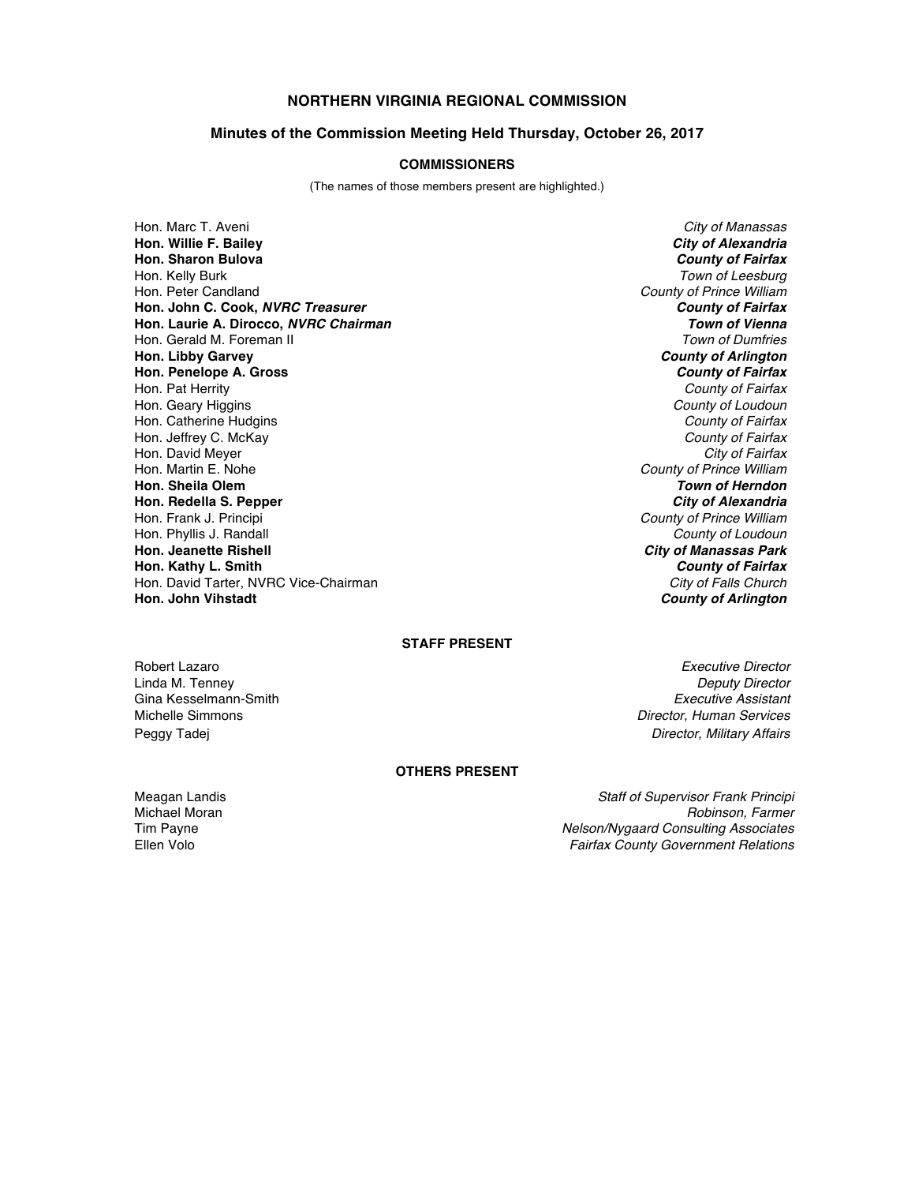# NORTHERN VIRGINIA REGIONAL COMMISSION

## Minutes of the Commission Meeting Held Thursday, October 26, 2017

### COMMISSIONERS

(The names of those members present are highlighted.)

| | |
|---|---|
| Hon. Marc T. Aveni | *City of Manassas* |
| **Hon. Willie F. Bailey** | ***City of Alexandria*** |
| **Hon. Sharon Bulova** | ***County of Fairfax*** |
| Hon. Kelly Burk | *Town of Leesburg* |
| Hon. Peter Candland | *County of Prince William* |
| **Hon. John C. Cook, *NVRC Treasurer*** | ***County of Fairfax*** |
| **Hon. Laurie A. Dirocco, *NVRC Chairman*** | ***Town of Vienna*** |
| Hon. Gerald M. Foreman II | *Town of Dumfries* |
| **Hon. Libby Garvey** | ***County of Arlington*** |
| **Hon. Penelope A. Gross** | ***County of Fairfax*** |
| Hon. Pat Herrity | *County of Fairfax* |
| Hon. Geary Higgins | *County of Loudoun* |
| Hon. Catherine Hudgins | *County of Fairfax* |
| Hon. Jeffrey C. McKay | *County of Fairfax* |
| Hon. David Meyer | *City of Fairfax* |
| Hon. Martin E. Nohe | *County of Prince William* |
| **Hon. Sheila Olem** | ***Town of Herndon*** |
| **Hon. Redella S. Pepper** | ***City of Alexandria*** |
| Hon. Frank J. Principi | *County of Prince William* |
| Hon. Phyllis J. Randall | *County of Loudoun* |
| **Hon. Jeanette Rishell** | ***City of Manassas Park*** |
| **Hon. Kathy L. Smith** | ***County of Fairfax*** |
| Hon. David Tarter, NVRC Vice-Chairman | *City of Falls Church* |
| **Hon. John Vihstadt** | ***County of Arlington*** |

### STAFF PRESENT

| | |
|---|---|
| Robert Lazaro | *Executive Director* |
| Linda M. Tenney | *Deputy Director* |
| Gina Kesselmann-Smith | *Executive Assistant* |
| Michelle Simmons | *Director, Human Services* |
| Peggy Tadej | *Director, Military Affairs* |

### OTHERS PRESENT

| | |
|---|---|
| Meagan Landis | *Staff of Supervisor Frank Principi* |
| Michael Moran | *Robinson, Farmer* |
| Tim Payne | *Nelson/Nygaard Consulting Associates* |
| Ellen Volo | *Fairfax County Government Relations* |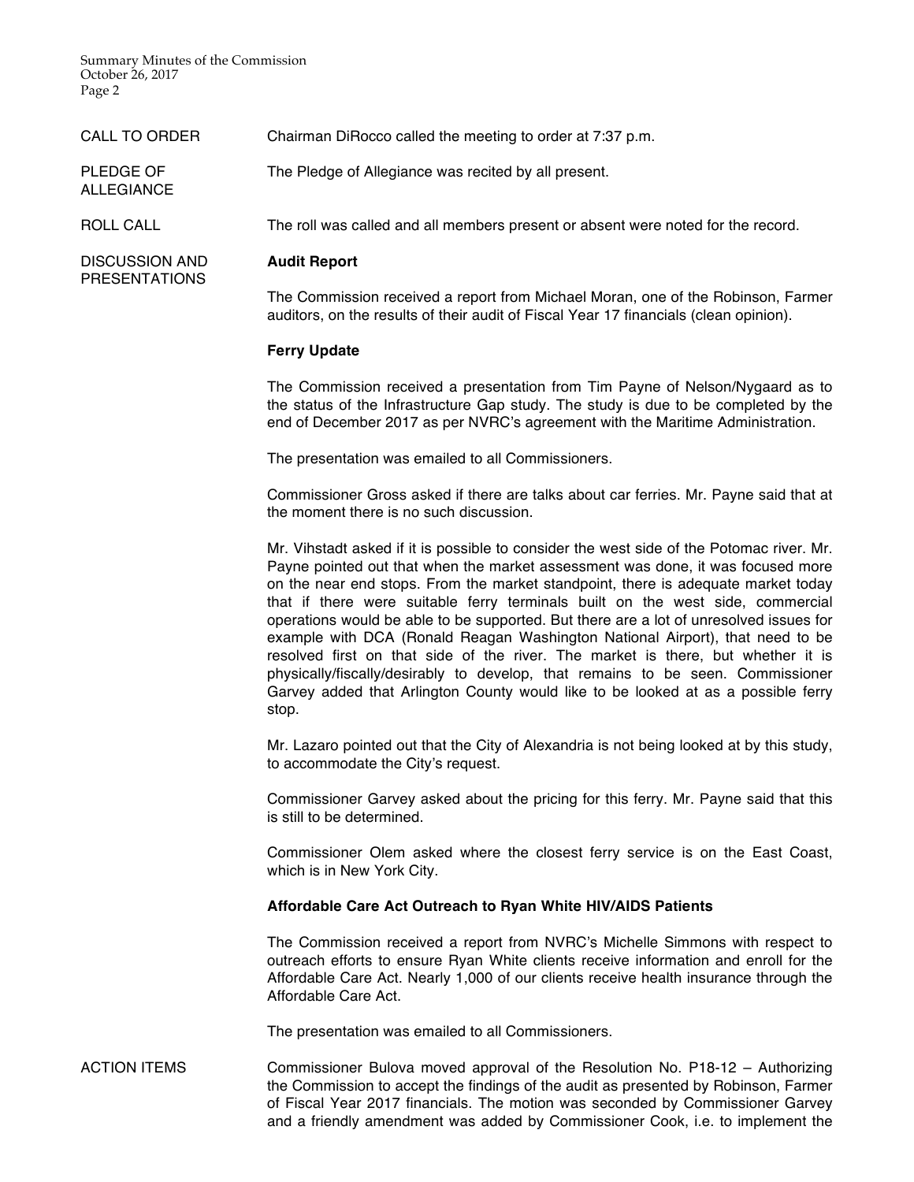CALL TO ORDER

Chairman DiRocco called the meeting to order at 7:37 p.m.

PLEDGE OF ALLEGIANCE

The Pledge of Allegiance was recited by all present.

ROLL CALL

The roll was called and all members present or absent were noted for the record.

DISCUSSION AND PRESENTATIONS

**Audit Report**

The Commission received a report from Michael Moran, one of the Robinson, Farmer auditors, on the results of their audit of Fiscal Year 17 financials (clean opinion).

**Ferry Update**

The Commission received a presentation from Tim Payne of Nelson/Nygaard as to the status of the Infrastructure Gap study. The study is due to be completed by the end of December 2017 as per NVRC's agreement with the Maritime Administration.

The presentation was emailed to all Commissioners.

Commissioner Gross asked if there are talks about car ferries. Mr. Payne said that at the moment there is no such discussion.

Mr. Vihstadt asked if it is possible to consider the west side of the Potomac river. Mr. Payne pointed out that when the market assessment was done, it was focused more on the near end stops. From the market standpoint, there is adequate market today that if there were suitable ferry terminals built on the west side, commercial operations would be able to be supported. But there are a lot of unresolved issues for example with DCA (Ronald Reagan Washington National Airport), that need to be resolved first on that side of the river. The market is there, but whether it is physically/fiscally/desirably to develop, that remains to be seen. Commissioner Garvey added that Arlington County would like to be looked at as a possible ferry stop.

Mr. Lazaro pointed out that the City of Alexandria is not being looked at by this study, to accommodate the City's request.

Commissioner Garvey asked about the pricing for this ferry. Mr. Payne said that this is still to be determined.

Commissioner Olem asked where the closest ferry service is on the East Coast, which is in New York City.

**Affordable Care Act Outreach to Ryan White HIV/AIDS Patients**

The Commission received a report from NVRC's Michelle Simmons with respect to outreach efforts to ensure Ryan White clients receive information and enroll for the Affordable Care Act. Nearly 1,000 of our clients receive health insurance through the Affordable Care Act.

The presentation was emailed to all Commissioners.

ACTION ITEMS

Commissioner Bulova moved approval of the Resolution No. P18-12 – Authorizing the Commission to accept the findings of the audit as presented by Robinson, Farmer of Fiscal Year 2017 financials. The motion was seconded by Commissioner Garvey and a friendly amendment was added by Commissioner Cook, i.e. to implement the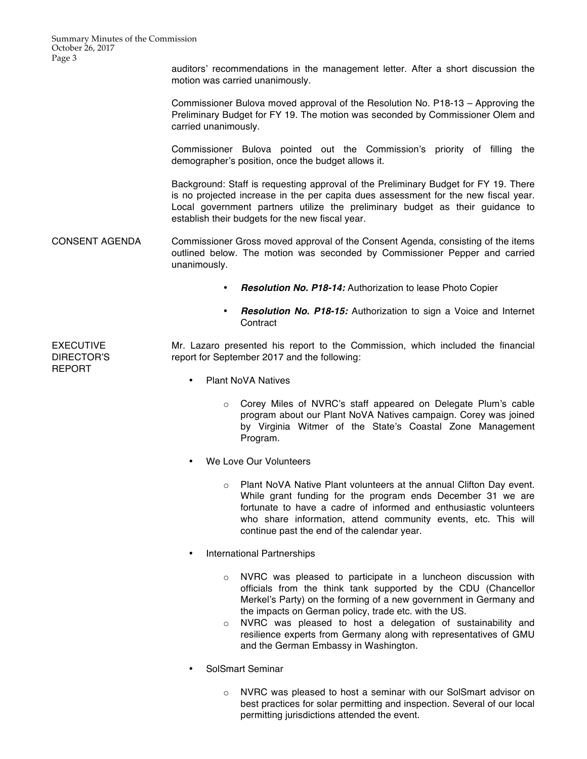auditors' recommendations in the management letter. After a short discussion the motion was carried unanimously.

Commissioner Bulova moved approval of the Resolution No. P18-13 – Approving the Preliminary Budget for FY 19. The motion was seconded by Commissioner Olem and carried unanimously.

Commissioner Bulova pointed out the Commission's priority of filling the demographer's position, once the budget allows it.

Background: Staff is requesting approval of the Preliminary Budget for FY 19. There is no projected increase in the per capita dues assessment for the new fiscal year. Local government partners utilize the preliminary budget as their guidance to establish their budgets for the new fiscal year.

**CONSENT AGENDA**

Commissioner Gross moved approval of the Consent Agenda, consisting of the items outlined below. The motion was seconded by Commissioner Pepper and carried unanimously.

- ***Resolution No. P18-14:*** Authorization to lease Photo Copier
- ***Resolution No. P18-15:*** Authorization to sign a Voice and Internet Contract

**EXECUTIVE DIRECTOR'S REPORT**

Mr. Lazaro presented his report to the Commission, which included the financial report for September 2017 and the following:

- Plant NoVA Natives
  - Corey Miles of NVRC's staff appeared on Delegate Plum's cable program about our Plant NoVA Natives campaign. Corey was joined by Virginia Witmer of the State's Coastal Zone Management Program.
- We Love Our Volunteers
  - Plant NoVA Native Plant volunteers at the annual Clifton Day event. While grant funding for the program ends December 31 we are fortunate to have a cadre of informed and enthusiastic volunteers who share information, attend community events, etc. This will continue past the end of the calendar year.
- International Partnerships
  - NVRC was pleased to participate in a luncheon discussion with officials from the think tank supported by the CDU (Chancellor Merkel's Party) on the forming of a new government in Germany and the impacts on German policy, trade etc. with the US.
  - NVRC was pleased to host a delegation of sustainability and resilience experts from Germany along with representatives of GMU and the German Embassy in Washington.
- SolSmart Seminar
  - NVRC was pleased to host a seminar with our SolSmart advisor on best practices for solar permitting and inspection. Several of our local permitting jurisdictions attended the event.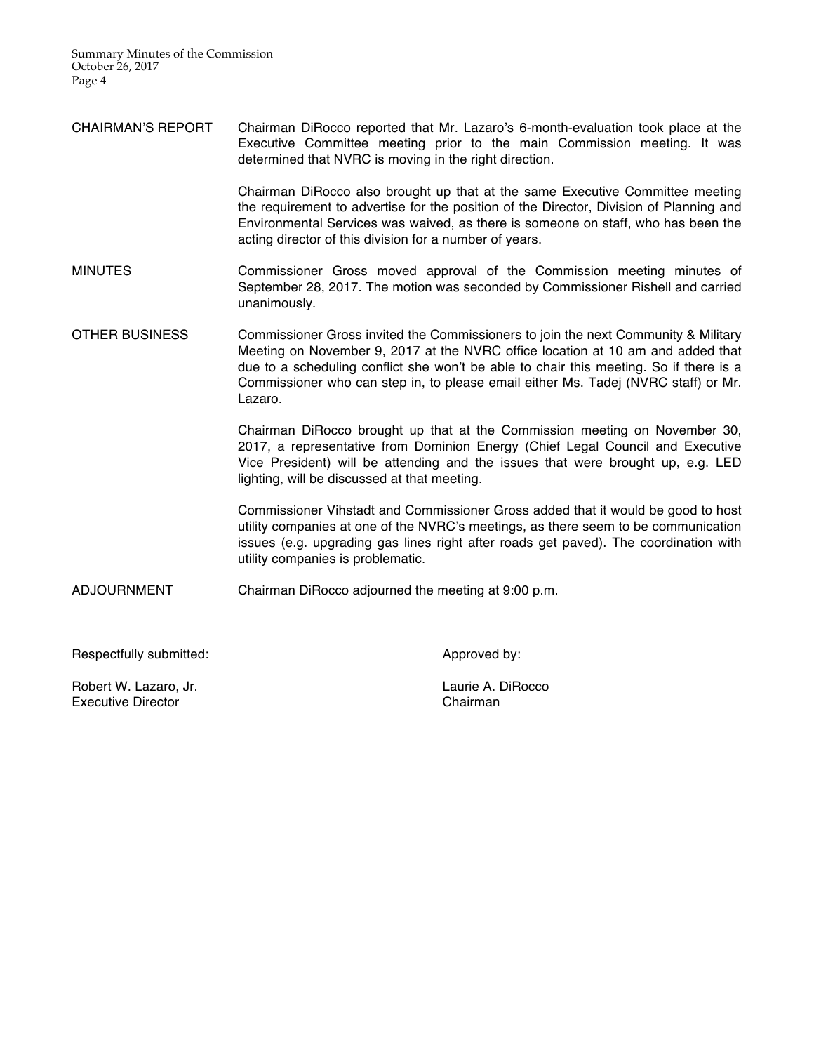CHAIRMAN'S REPORT

Chairman DiRocco reported that Mr. Lazaro's 6-month-evaluation took place at the Executive Committee meeting prior to the main Commission meeting. It was determined that NVRC is moving in the right direction.

Chairman DiRocco also brought up that at the same Executive Committee meeting the requirement to advertise for the position of the Director, Division of Planning and Environmental Services was waived, as there is someone on staff, who has been the acting director of this division for a number of years.

MINUTES

Commissioner Gross moved approval of the Commission meeting minutes of September 28, 2017. The motion was seconded by Commissioner Rishell and carried unanimously.

OTHER BUSINESS

Commissioner Gross invited the Commissioners to join the next Community & Military Meeting on November 9, 2017 at the NVRC office location at 10 am and added that due to a scheduling conflict she won't be able to chair this meeting. So if there is a Commissioner who can step in, to please email either Ms. Tadej (NVRC staff) or Mr. Lazaro.

Chairman DiRocco brought up that at the Commission meeting on November 30, 2017, a representative from Dominion Energy (Chief Legal Council and Executive Vice President) will be attending and the issues that were brought up, e.g. LED lighting, will be discussed at that meeting.

Commissioner Vihstadt and Commissioner Gross added that it would be good to host utility companies at one of the NVRC's meetings, as there seem to be communication issues (e.g. upgrading gas lines right after roads get paved). The coordination with utility companies is problematic.

ADJOURNMENT

Chairman DiRocco adjourned the meeting at 9:00 p.m.

Respectfully submitted:

Robert W. Lazaro, Jr.
Executive Director

Approved by:

Laurie A. DiRocco
Chairman